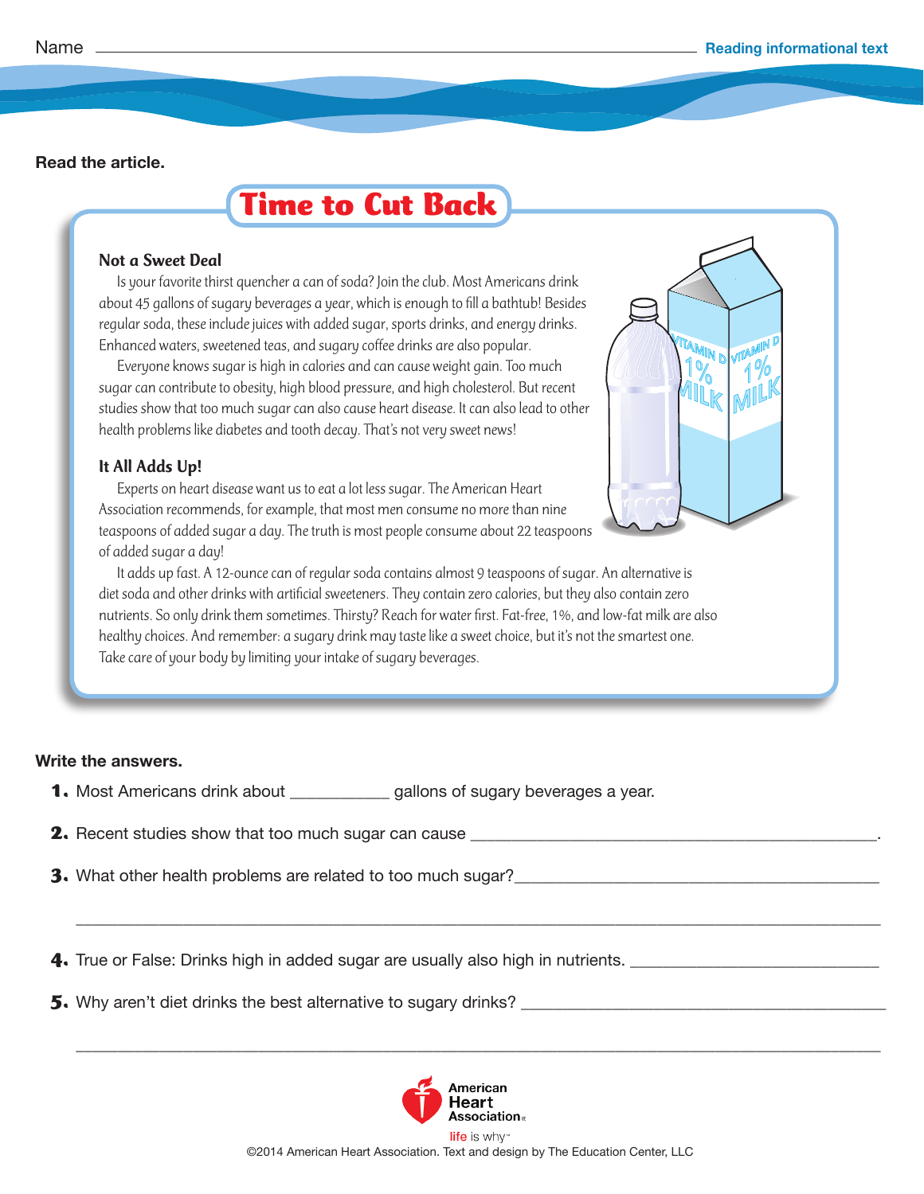Name ______________________________________________

Reading informational text

**Read the article.**

# Time to Cut Back

### Not a Sweet Deal

Is your favorite thirst quencher a can of soda? Join the club. Most Americans drink about 45 gallons of sugary beverages a year, which is enough to fill a bathtub! Besides regular soda, these include juices with added sugar, sports drinks, and energy drinks. Enhanced waters, sweetened teas, and sugary coffee drinks are also popular.

Everyone knows sugar is high in calories and can cause weight gain. Too much sugar can contribute to obesity, high blood pressure, and high cholesterol. But recent studies show that too much sugar can also cause heart disease. It can also lead to other health problems like diabetes and tooth decay. That's not very sweet news!

### It All Adds Up!

Experts on heart disease want us to eat a lot less sugar. The American Heart Association recommends, for example, that most men consume no more than nine teaspoons of added sugar a day. The truth is most people consume about 22 teaspoons of added sugar a day!

It adds up fast. A 12-ounce can of regular soda contains almost 9 teaspoons of sugar. An alternative is diet soda and other drinks with artificial sweeteners. They contain zero calories, but they also contain zero nutrients. So only drink them sometimes. Thirsty? Reach for water first. Fat-free, 1%, and low-fat milk are also healthy choices. And remember: a sugary drink may taste like a sweet choice, but it's not the smartest one. Take care of your body by limiting your intake of sugary beverages.

**Write the answers.**

1. Most Americans drink about ___________ gallons of sugary beverages a year.
2. Recent studies show that too much sugar can cause ______________________________________________.
3. What other health problems are related to too much sugar? ________________________________________

   ______________________________________________________________________________
4. True or False: Drinks high in added sugar are usually also high in nutrients. ___________________________
5. Why aren't diet drinks the best alternative to sugary drinks? _______________________________________

   ______________________________________________________________________________

American Heart Association® life is why™

©2014 American Heart Association. Text and design by The Education Center, LLC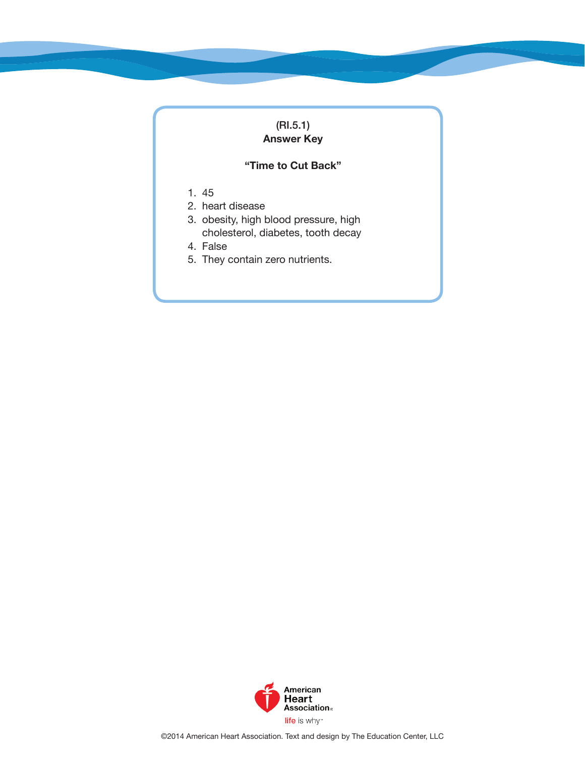(RI.5.1)

**Answer Key**

**"Time to Cut Back"**

1. 45
2. heart disease
3. obesity, high blood pressure, high cholesterol, diabetes, tooth decay
4. False
5. They contain zero nutrients.

American Heart Association

life is why

©2014 American Heart Association. Text and design by The Education Center, LLC